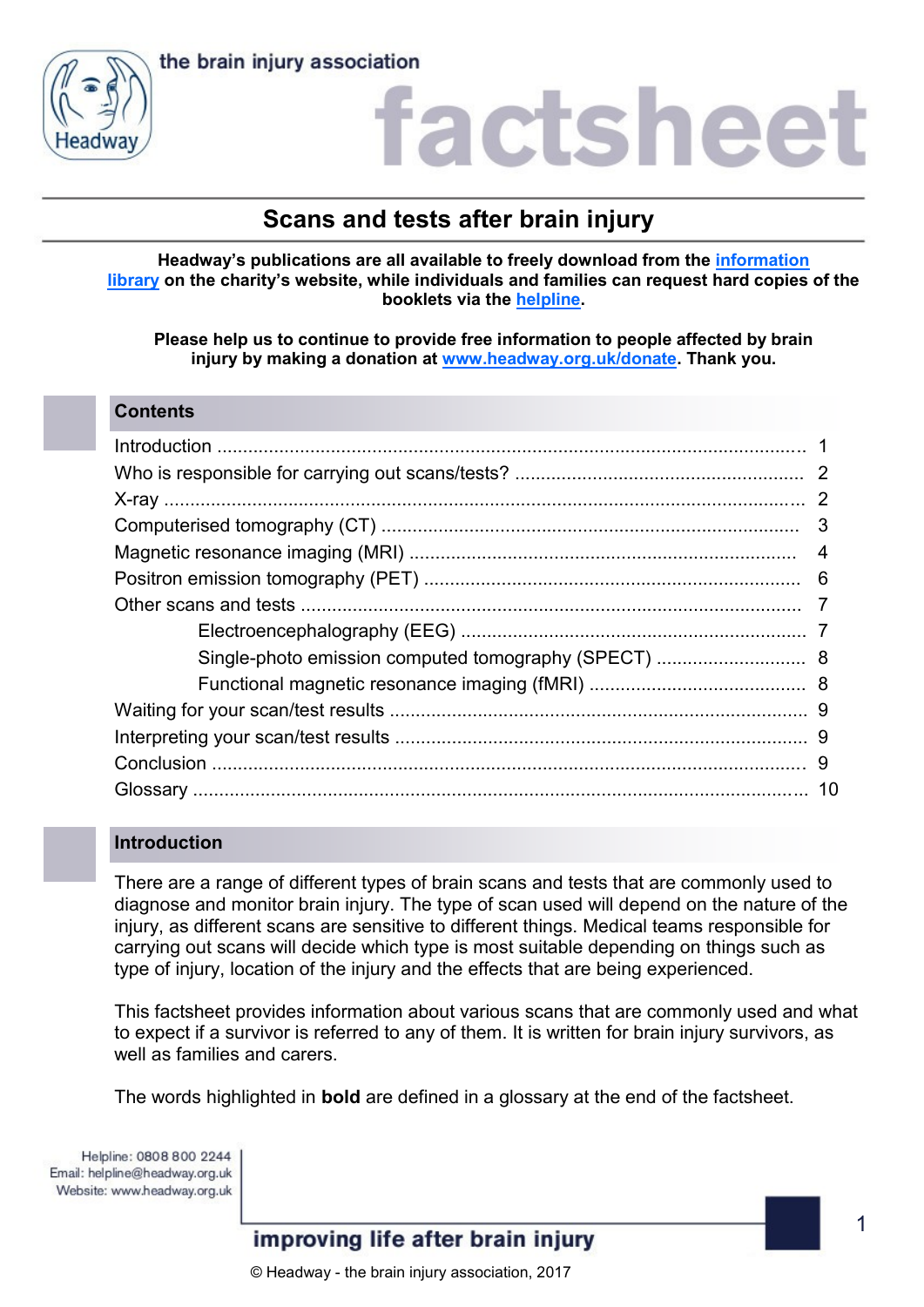the brain injury association

# factsheet

## Scans and tests after brain injury

**Headway's publications are all available to freely download from the [information library](information library) on the charity's website, while individuals and families can request hard copies of the booklets via the [helpline](helpline).**

**Please help us to continue to provide free information to people affected by brain injury by making a donation at [www.headway.org.uk/donate](www.headway.org.uk/donate). Thank you.**

### Contents

| | |
|---|---|
| Introduction | 1 |
| Who is responsible for carrying out scans/tests? | 2 |
| X-ray | 2 |
| Computerised tomography (CT) | 3 |
| Magnetic resonance imaging (MRI) | 4 |
| Positron emission tomography (PET) | 6 |
| Other scans and tests | 7 |
| &nbsp;&nbsp;&nbsp;&nbsp;Electroencephalography (EEG) | 7 |
| &nbsp;&nbsp;&nbsp;&nbsp;Single-photo emission computed tomography (SPECT) | 8 |
| &nbsp;&nbsp;&nbsp;&nbsp;Functional magnetic resonance imaging (fMRI) | 8 |
| Waiting for your scan/test results | 9 |
| Interpreting your scan/test results | 9 |
| Conclusion | 9 |
| Glossary | 10 |

### Introduction

There are a range of different types of brain scans and tests that are commonly used to diagnose and monitor brain injury. The type of scan used will depend on the nature of the injury, as different scans are sensitive to different things. Medical teams responsible for carrying out scans will decide which type is most suitable depending on things such as type of injury, location of the injury and the effects that are being experienced.

This factsheet provides information about various scans that are commonly used and what to expect if a survivor is referred to any of them. It is written for brain injury survivors, as well as families and carers.

The words highlighted in **bold** are defined in a glossary at the end of the factsheet.

Helpline: 0808 800 2244
Email: helpline@headway.org.uk
Website: www.headway.org.uk

improving life after brain injury

© Headway - the brain injury association, 2017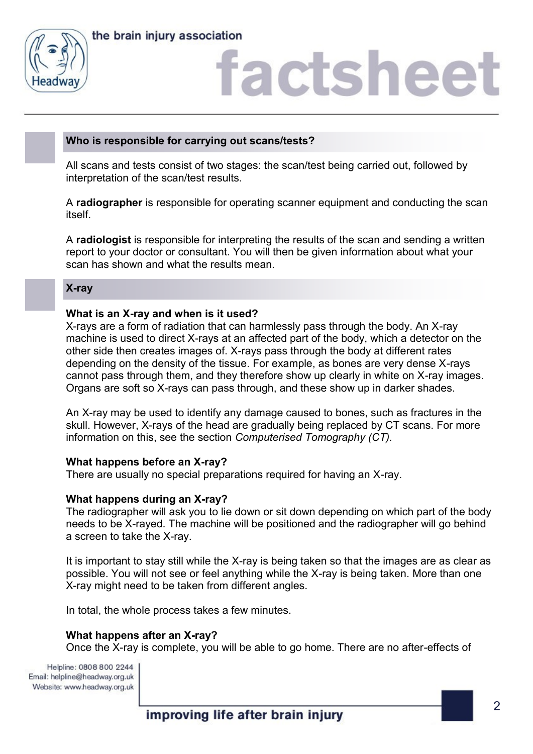## Who is responsible for carrying out scans/tests?

All scans and tests consist of two stages: the scan/test being carried out, followed by interpretation of the scan/test results.

A **radiographer** is responsible for operating scanner equipment and conducting the scan itself.

A **radiologist** is responsible for interpreting the results of the scan and sending a written report to your doctor or consultant. You will then be given information about what your scan has shown and what the results mean.

## X-ray

### What is an X-ray and when is it used?

X-rays are a form of radiation that can harmlessly pass through the body. An X-ray machine is used to direct X-rays at an affected part of the body, which a detector on the other side then creates images of. X-rays pass through the body at different rates depending on the density of the tissue. For example, as bones are very dense X-rays cannot pass through them, and they therefore show up clearly in white on X-ray images. Organs are soft so X-rays can pass through, and these show up in darker shades.

An X-ray may be used to identify any damage caused to bones, such as fractures in the skull. However, X-rays of the head are gradually being replaced by CT scans. For more information on this, see the section *Computerised Tomography (CT).*

### What happens before an X-ray?

There are usually no special preparations required for having an X-ray.

### What happens during an X-ray?

The radiographer will ask you to lie down or sit down depending on which part of the body needs to be X-rayed. The machine will be positioned and the radiographer will go behind a screen to take the X-ray.

It is important to stay still while the X-ray is being taken so that the images are as clear as possible. You will not see or feel anything while the X-ray is being taken. More than one X-ray might need to be taken from different angles.

In total, the whole process takes a few minutes.

### What happens after an X-ray?

Once the X-ray is complete, you will be able to go home. There are no after-effects of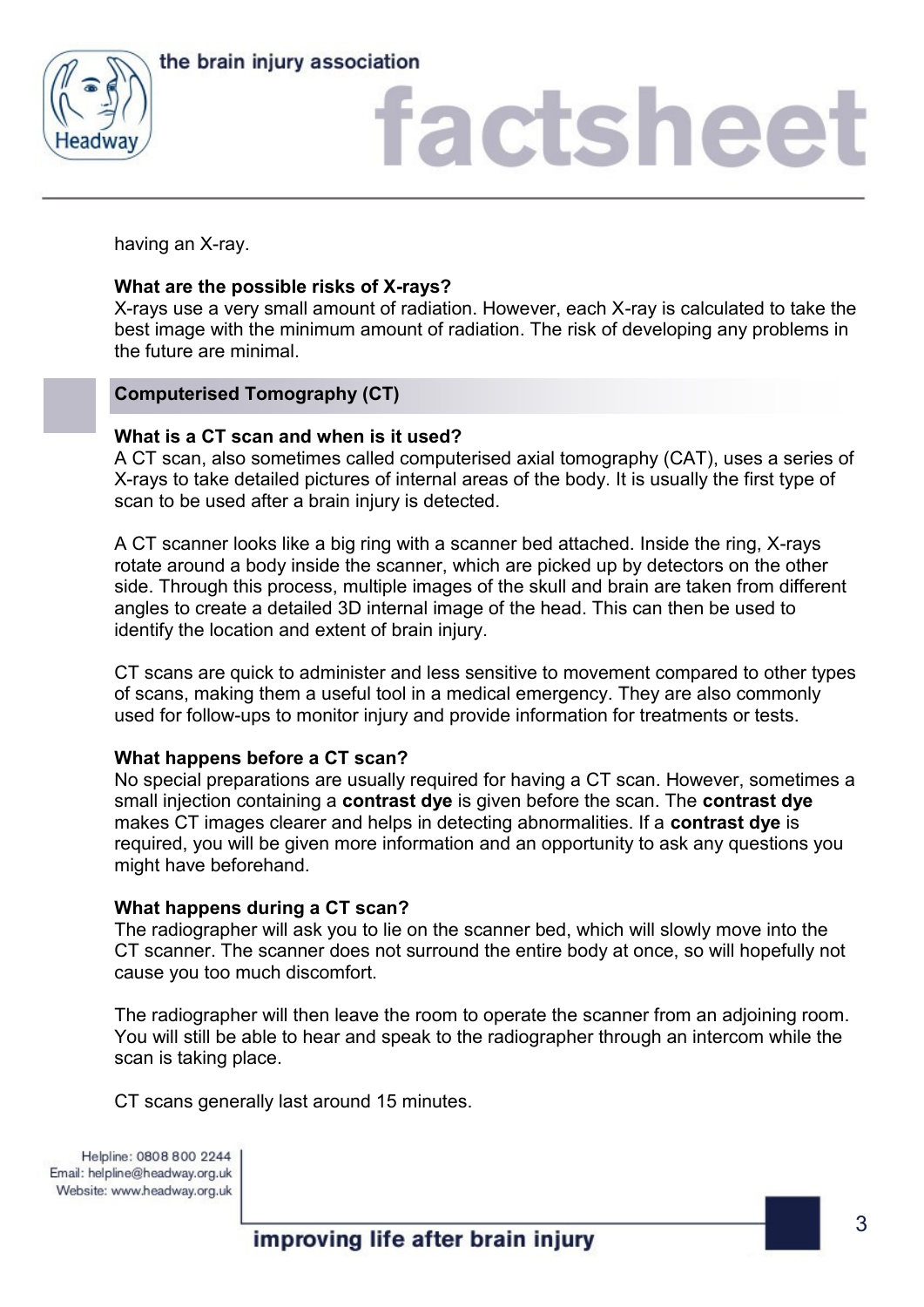having an X-ray.

**What are the possible risks of X-rays?**
X-rays use a very small amount of radiation. However, each X-ray is calculated to take the best image with the minimum amount of radiation. The risk of developing any problems in the future are minimal.

## Computerised Tomography (CT)

**What is a CT scan and when is it used?**
A CT scan, also sometimes called computerised axial tomography (CAT), uses a series of X-rays to take detailed pictures of internal areas of the body. It is usually the first type of scan to be used after a brain injury is detected.

A CT scanner looks like a big ring with a scanner bed attached. Inside the ring, X-rays rotate around a body inside the scanner, which are picked up by detectors on the other side. Through this process, multiple images of the skull and brain are taken from different angles to create a detailed 3D internal image of the head. This can then be used to identify the location and extent of brain injury.

CT scans are quick to administer and less sensitive to movement compared to other types of scans, making them a useful tool in a medical emergency. They are also commonly used for follow-ups to monitor injury and provide information for treatments or tests.

**What happens before a CT scan?**
No special preparations are usually required for having a CT scan. However, sometimes a small injection containing a **contrast dye** is given before the scan. The **contrast dye** makes CT images clearer and helps in detecting abnormalities. If a **contrast dye** is required, you will be given more information and an opportunity to ask any questions you might have beforehand.

**What happens during a CT scan?**
The radiographer will ask you to lie on the scanner bed, which will slowly move into the CT scanner. The scanner does not surround the entire body at once, so will hopefully not cause you too much discomfort.

The radiographer will then leave the room to operate the scanner from an adjoining room. You will still be able to hear and speak to the radiographer through an intercom while the scan is taking place.

CT scans generally last around 15 minutes.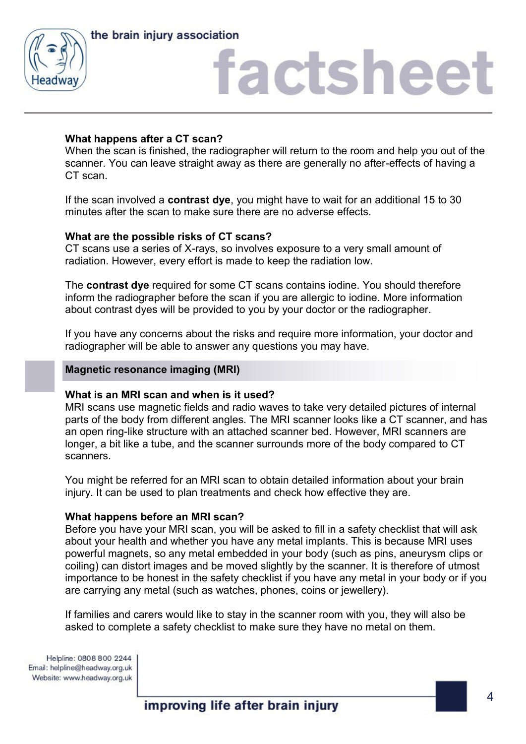### What happens after a CT scan?

When the scan is finished, the radiographer will return to the room and help you out of the scanner. You can leave straight away as there are generally no after-effects of having a CT scan.

If the scan involved a **contrast dye**, you might have to wait for an additional 15 to 30 minutes after the scan to make sure there are no adverse effects.

### What are the possible risks of CT scans?

CT scans use a series of X-rays, so involves exposure to a very small amount of radiation. However, every effort is made to keep the radiation low.

The **contrast dye** required for some CT scans contains iodine. You should therefore inform the radiographer before the scan if you are allergic to iodine. More information about contrast dyes will be provided to you by your doctor or the radiographer.

If you have any concerns about the risks and require more information, your doctor and radiographer will be able to answer any questions you may have.

## Magnetic resonance imaging (MRI)

### What is an MRI scan and when is it used?

MRI scans use magnetic fields and radio waves to take very detailed pictures of internal parts of the body from different angles. The MRI scanner looks like a CT scanner, and has an open ring-like structure with an attached scanner bed. However, MRI scanners are longer, a bit like a tube, and the scanner surrounds more of the body compared to CT scanners.

You might be referred for an MRI scan to obtain detailed information about your brain injury. It can be used to plan treatments and check how effective they are.

### What happens before an MRI scan?

Before you have your MRI scan, you will be asked to fill in a safety checklist that will ask about your health and whether you have any metal implants. This is because MRI uses powerful magnets, so any metal embedded in your body (such as pins, aneurysm clips or coiling) can distort images and be moved slightly by the scanner. It is therefore of utmost importance to be honest in the safety checklist if you have any metal in your body or if you are carrying any metal (such as watches, phones, coins or jewellery).

If families and carers would like to stay in the scanner room with you, they will also be asked to complete a safety checklist to make sure they have no metal on them.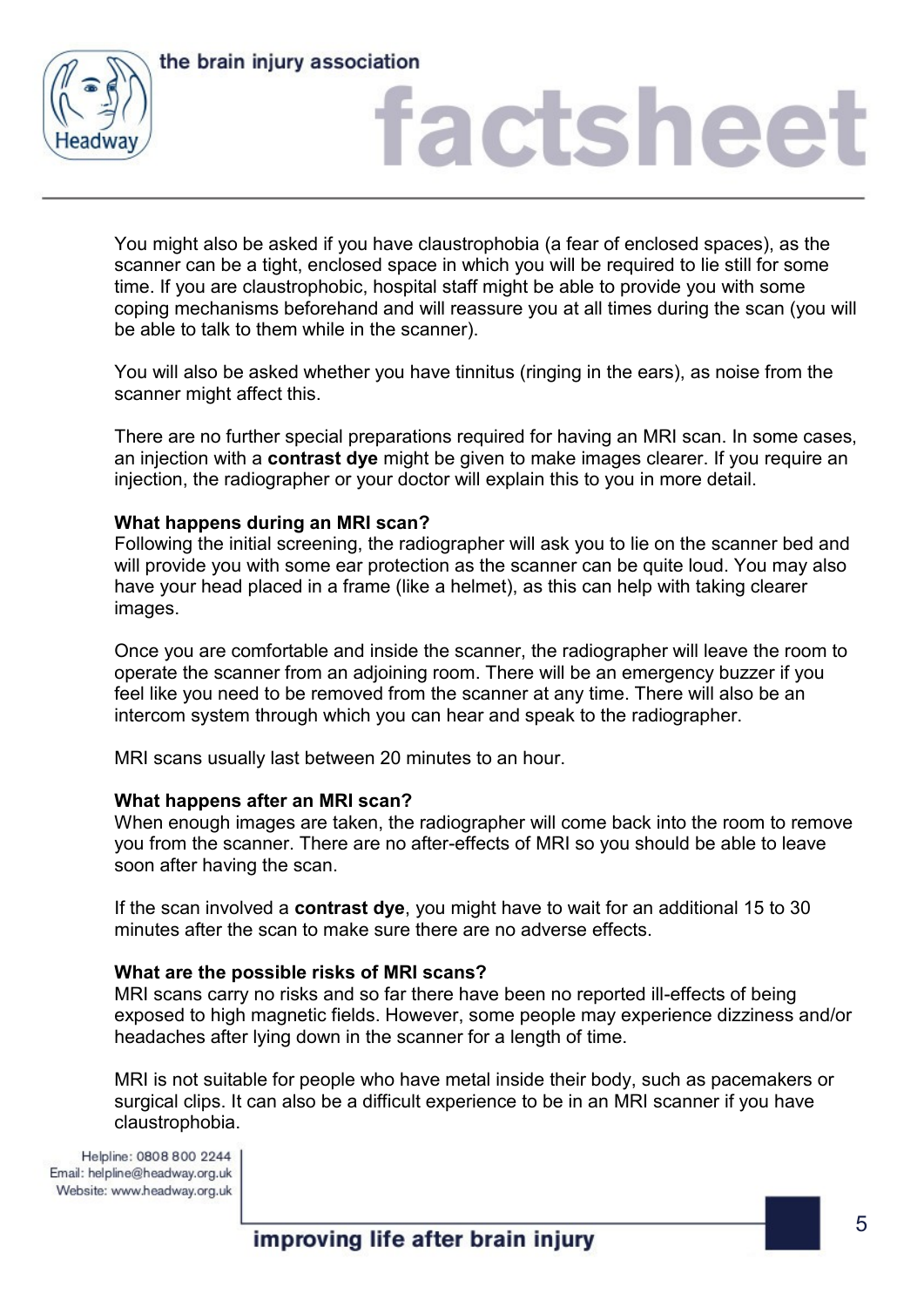You might also be asked if you have claustrophobia (a fear of enclosed spaces), as the scanner can be a tight, enclosed space in which you will be required to lie still for some time. If you are claustrophobic, hospital staff might be able to provide you with some coping mechanisms beforehand and will reassure you at all times during the scan (you will be able to talk to them while in the scanner).

You will also be asked whether you have tinnitus (ringing in the ears), as noise from the scanner might affect this.

There are no further special preparations required for having an MRI scan. In some cases, an injection with a **contrast dye** might be given to make images clearer. If you require an injection, the radiographer or your doctor will explain this to you in more detail.

**What happens during an MRI scan?**

Following the initial screening, the radiographer will ask you to lie on the scanner bed and will provide you with some ear protection as the scanner can be quite loud. You may also have your head placed in a frame (like a helmet), as this can help with taking clearer images.

Once you are comfortable and inside the scanner, the radiographer will leave the room to operate the scanner from an adjoining room. There will be an emergency buzzer if you feel like you need to be removed from the scanner at any time. There will also be an intercom system through which you can hear and speak to the radiographer.

MRI scans usually last between 20 minutes to an hour.

**What happens after an MRI scan?**

When enough images are taken, the radiographer will come back into the room to remove you from the scanner. There are no after-effects of MRI so you should be able to leave soon after having the scan.

If the scan involved a **contrast dye**, you might have to wait for an additional 15 to 30 minutes after the scan to make sure there are no adverse effects.

**What are the possible risks of MRI scans?**

MRI scans carry no risks and so far there have been no reported ill-effects of being exposed to high magnetic fields. However, some people may experience dizziness and/or headaches after lying down in the scanner for a length of time.

MRI is not suitable for people who have metal inside their body, such as pacemakers or surgical clips. It can also be a difficult experience to be in an MRI scanner if you have claustrophobia.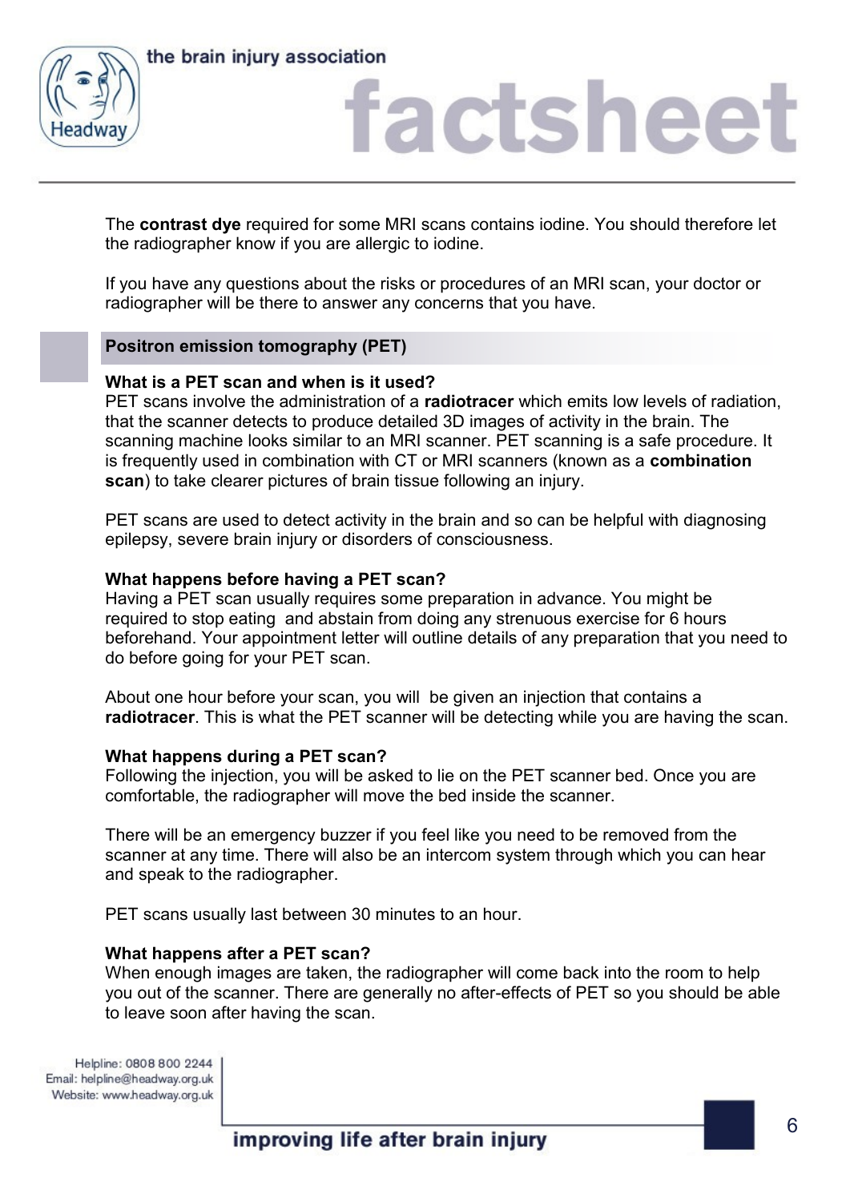The **contrast dye** required for some MRI scans contains iodine. You should therefore let the radiographer know if you are allergic to iodine.

If you have any questions about the risks or procedures of an MRI scan, your doctor or radiographer will be there to answer any concerns that you have.

## Positron emission tomography (PET)

### What is a PET scan and when is it used?

PET scans involve the administration of a **radiotracer** which emits low levels of radiation, that the scanner detects to produce detailed 3D images of activity in the brain. The scanning machine looks similar to an MRI scanner. PET scanning is a safe procedure. It is frequently used in combination with CT or MRI scanners (known as a **combination scan**) to take clearer pictures of brain tissue following an injury.

PET scans are used to detect activity in the brain and so can be helpful with diagnosing epilepsy, severe brain injury or disorders of consciousness.

### What happens before having a PET scan?

Having a PET scan usually requires some preparation in advance. You might be required to stop eating and abstain from doing any strenuous exercise for 6 hours beforehand. Your appointment letter will outline details of any preparation that you need to do before going for your PET scan.

About one hour before your scan, you will be given an injection that contains a **radiotracer**. This is what the PET scanner will be detecting while you are having the scan.

### What happens during a PET scan?

Following the injection, you will be asked to lie on the PET scanner bed. Once you are comfortable, the radiographer will move the bed inside the scanner.

There will be an emergency buzzer if you feel like you need to be removed from the scanner at any time. There will also be an intercom system through which you can hear and speak to the radiographer.

PET scans usually last between 30 minutes to an hour.

### What happens after a PET scan?

When enough images are taken, the radiographer will come back into the room to help you out of the scanner. There are generally no after-effects of PET so you should be able to leave soon after having the scan.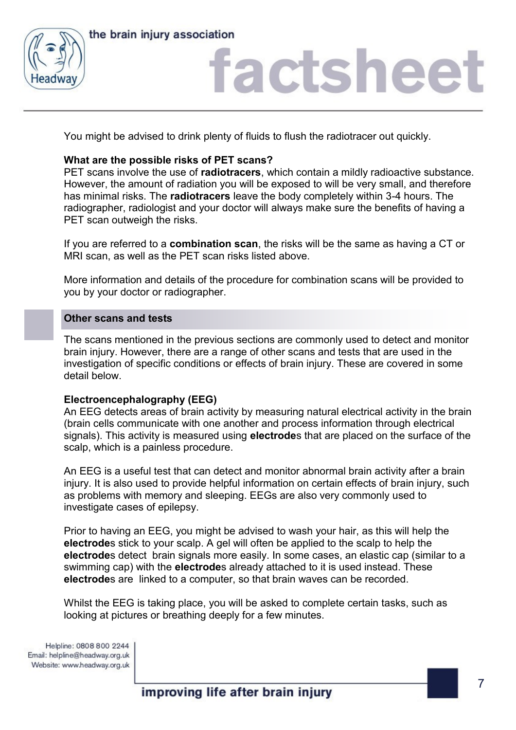You might be advised to drink plenty of fluids to flush the radiotracer out quickly.

**What are the possible risks of PET scans?**
PET scans involve the use of **radiotracers**, which contain a mildly radioactive substance. However, the amount of radiation you will be exposed to will be very small, and therefore has minimal risks. The **radiotracers** leave the body completely within 3-4 hours. The radiographer, radiologist and your doctor will always make sure the benefits of having a PET scan outweigh the risks.

If you are referred to a **combination scan**, the risks will be the same as having a CT or MRI scan, as well as the PET scan risks listed above.

More information and details of the procedure for combination scans will be provided to you by your doctor or radiographer.

## Other scans and tests

The scans mentioned in the previous sections are commonly used to detect and monitor brain injury. However, there are a range of other scans and tests that are used in the investigation of specific conditions or effects of brain injury. These are covered in some detail below.

**Electroencephalography (EEG)**
An EEG detects areas of brain activity by measuring natural electrical activity in the brain (brain cells communicate with one another and process information through electrical signals). This activity is measured using **electrode**s that are placed on the surface of the scalp, which is a painless procedure.

An EEG is a useful test that can detect and monitor abnormal brain activity after a brain injury. It is also used to provide helpful information on certain effects of brain injury, such as problems with memory and sleeping. EEGs are also very commonly used to investigate cases of epilepsy.

Prior to having an EEG, you might be advised to wash your hair, as this will help the **electrode**s stick to your scalp. A gel will often be applied to the scalp to help the **electrode**s detect brain signals more easily. In some cases, an elastic cap (similar to a swimming cap) with the **electrode**s already attached to it is used instead. These **electrode**s are linked to a computer, so that brain waves can be recorded.

Whilst the EEG is taking place, you will be asked to complete certain tasks, such as looking at pictures or breathing deeply for a few minutes.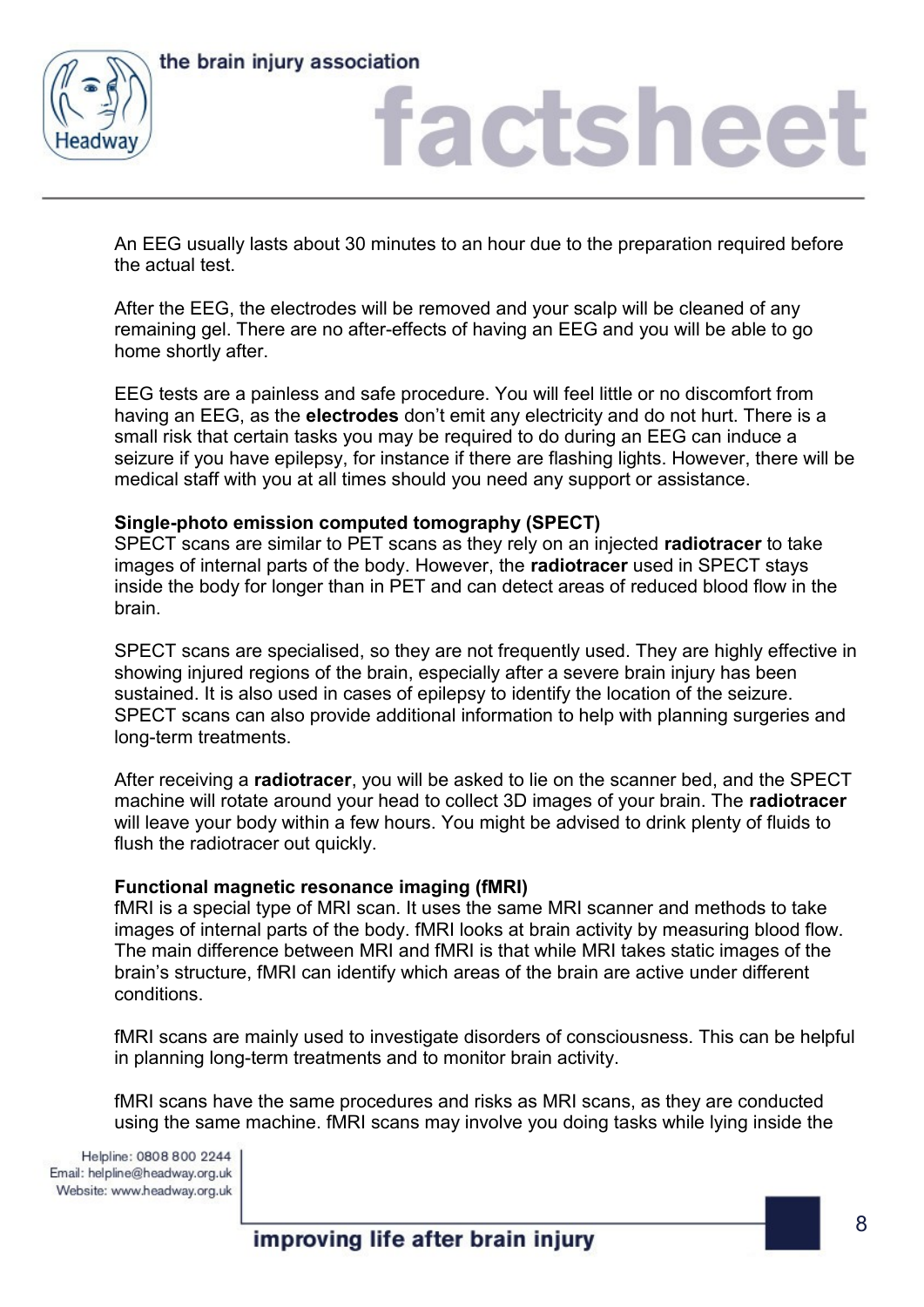An EEG usually lasts about 30 minutes to an hour due to the preparation required before the actual test.

After the EEG, the electrodes will be removed and your scalp will be cleaned of any remaining gel. There are no after-effects of having an EEG and you will be able to go home shortly after.

EEG tests are a painless and safe procedure. You will feel little or no discomfort from having an EEG, as the **electrodes** don't emit any electricity and do not hurt. There is a small risk that certain tasks you may be required to do during an EEG can induce a seizure if you have epilepsy, for instance if there are flashing lights. However, there will be medical staff with you at all times should you need any support or assistance.

**Single-photo emission computed tomography (SPECT)**
SPECT scans are similar to PET scans as they rely on an injected **radiotracer** to take images of internal parts of the body. However, the **radiotracer** used in SPECT stays inside the body for longer than in PET and can detect areas of reduced blood flow in the brain.

SPECT scans are specialised, so they are not frequently used. They are highly effective in showing injured regions of the brain, especially after a severe brain injury has been sustained. It is also used in cases of epilepsy to identify the location of the seizure. SPECT scans can also provide additional information to help with planning surgeries and long-term treatments.

After receiving a **radiotracer**, you will be asked to lie on the scanner bed, and the SPECT machine will rotate around your head to collect 3D images of your brain. The **radiotracer** will leave your body within a few hours. You might be advised to drink plenty of fluids to flush the radiotracer out quickly.

**Functional magnetic resonance imaging (fMRI)**
fMRI is a special type of MRI scan. It uses the same MRI scanner and methods to take images of internal parts of the body. fMRI looks at brain activity by measuring blood flow. The main difference between MRI and fMRI is that while MRI takes static images of the brain's structure, fMRI can identify which areas of the brain are active under different conditions.

fMRI scans are mainly used to investigate disorders of consciousness. This can be helpful in planning long-term treatments and to monitor brain activity.

fMRI scans have the same procedures and risks as MRI scans, as they are conducted using the same machine. fMRI scans may involve you doing tasks while lying inside the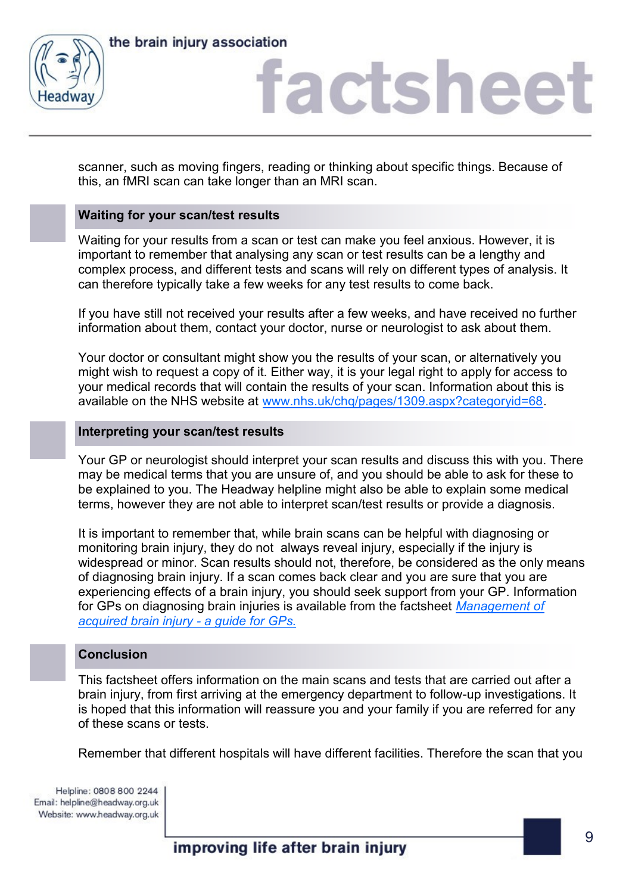scanner, such as moving fingers, reading or thinking about specific things. Because of this, an fMRI scan can take longer than an MRI scan.

## Waiting for your scan/test results

Waiting for your results from a scan or test can make you feel anxious. However, it is important to remember that analysing any scan or test results can be a lengthy and complex process, and different tests and scans will rely on different types of analysis. It can therefore typically take a few weeks for any test results to come back.

If you have still not received your results after a few weeks, and have received no further information about them, contact your doctor, nurse or neurologist to ask about them.

Your doctor or consultant might show you the results of your scan, or alternatively you might wish to request a copy of it. Either way, it is your legal right to apply for access to your medical records that will contain the results of your scan. Information about this is available on the NHS website at www.nhs.uk/chq/pages/1309.aspx?categoryid=68.

## Interpreting your scan/test results

Your GP or neurologist should interpret your scan results and discuss this with you. There may be medical terms that you are unsure of, and you should be able to ask for these to be explained to you. The Headway helpline might also be able to explain some medical terms, however they are not able to interpret scan/test results or provide a diagnosis.

It is important to remember that, while brain scans can be helpful with diagnosing or monitoring brain injury, they do not always reveal injury, especially if the injury is widespread or minor. Scan results should not, therefore, be considered as the only means of diagnosing brain injury. If a scan comes back clear and you are sure that you are experiencing effects of a brain injury, you should seek support from your GP. Information for GPs on diagnosing brain injuries is available from the factsheet *Management of acquired brain injury - a guide for GPs.*

## Conclusion

This factsheet offers information on the main scans and tests that are carried out after a brain injury, from first arriving at the emergency department to follow-up investigations. It is hoped that this information will reassure you and your family if you are referred for any of these scans or tests.

Remember that different hospitals will have different facilities. Therefore the scan that you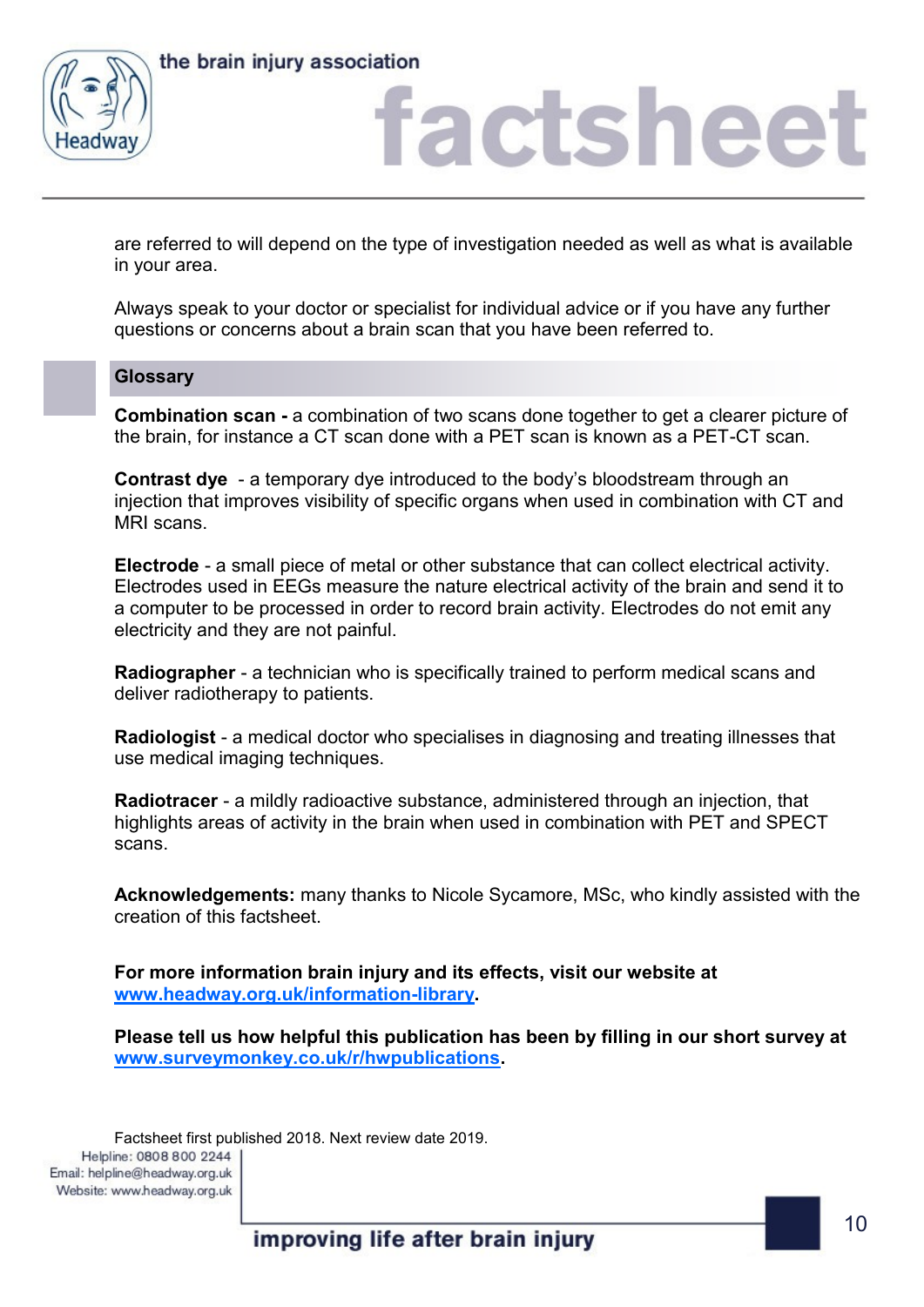are referred to will depend on the type of investigation needed as well as what is available in your area.

Always speak to your doctor or specialist for individual advice or if you have any further questions or concerns about a brain scan that you have been referred to.

## Glossary

**Combination scan -** a combination of two scans done together to get a clearer picture of the brain, for instance a CT scan done with a PET scan is known as a PET-CT scan.

**Contrast dye** - a temporary dye introduced to the body's bloodstream through an injection that improves visibility of specific organs when used in combination with CT and MRI scans.

**Electrode** - a small piece of metal or other substance that can collect electrical activity. Electrodes used in EEGs measure the nature electrical activity of the brain and send it to a computer to be processed in order to record brain activity. Electrodes do not emit any electricity and they are not painful.

**Radiographer** - a technician who is specifically trained to perform medical scans and deliver radiotherapy to patients.

**Radiologist** - a medical doctor who specialises in diagnosing and treating illnesses that use medical imaging techniques.

**Radiotracer** - a mildly radioactive substance, administered through an injection, that highlights areas of activity in the brain when used in combination with PET and SPECT scans.

**Acknowledgements:** many thanks to Nicole Sycamore, MSc, who kindly assisted with the creation of this factsheet.

**For more information brain injury and its effects, visit our website at [www.headway.org.uk/information-library](www.headway.org.uk/information-library).**

**Please tell us how helpful this publication has been by filling in our short survey at [www.surveymonkey.co.uk/r/hwpublications](www.surveymonkey.co.uk/r/hwpublications).**

Factsheet first published 2018. Next review date 2019.